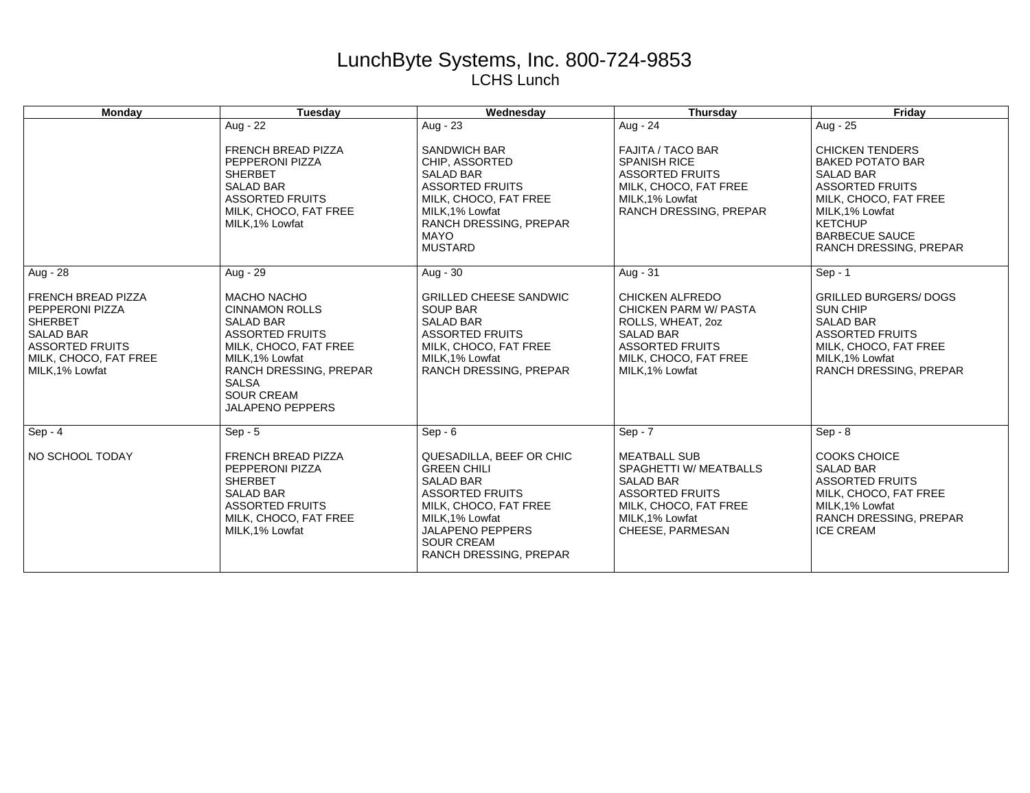# LunchByte Systems, Inc. 800-724-9853

## LCHS Lunch

| Monday | Tuesday | Wednesday | Thursday | Friday |
|---|---|---|---|---|
| | Aug - 22<br><br>FRENCH BREAD PIZZA<br>PEPPERONI PIZZA<br>SHERBET<br>SALAD BAR<br>ASSORTED FRUITS<br>MILK, CHOCO, FAT FREE<br>MILK,1% Lowfat | Aug - 23<br><br>SANDWICH BAR<br>CHIP, ASSORTED<br>SALAD BAR<br>ASSORTED FRUITS<br>MILK, CHOCO, FAT FREE<br>MILK,1% Lowfat<br>RANCH DRESSING, PREPAR<br>MAYO<br>MUSTARD | Aug - 24<br><br>FAJITA / TACO BAR<br>SPANISH RICE<br>ASSORTED FRUITS<br>MILK, CHOCO, FAT FREE<br>MILK,1% Lowfat<br>RANCH DRESSING, PREPAR | Aug - 25<br><br>CHICKEN TENDERS<br>BAKED POTATO BAR<br>SALAD BAR<br>ASSORTED FRUITS<br>MILK, CHOCO, FAT FREE<br>MILK,1% Lowfat<br>KETCHUP<br>BARBECUE SAUCE<br>RANCH DRESSING, PREPAR |
| Aug - 28<br><br>FRENCH BREAD PIZZA<br>PEPPERONI PIZZA<br>SHERBET<br>SALAD BAR<br>ASSORTED FRUITS<br>MILK, CHOCO, FAT FREE<br>MILK,1% Lowfat | Aug - 29<br><br>MACHO NACHO<br>CINNAMON ROLLS<br>SALAD BAR<br>ASSORTED FRUITS<br>MILK, CHOCO, FAT FREE<br>MILK,1% Lowfat<br>RANCH DRESSING, PREPAR<br>SALSA<br>SOUR CREAM<br>JALAPENO PEPPERS | Aug - 30<br><br>GRILLED CHEESE SANDWIC<br>SOUP BAR<br>SALAD BAR<br>ASSORTED FRUITS<br>MILK, CHOCO, FAT FREE<br>MILK,1% Lowfat<br>RANCH DRESSING, PREPAR | Aug - 31<br><br>CHICKEN ALFREDO<br>CHICKEN PARM W/ PASTA<br>ROLLS, WHEAT, 2oz<br>SALAD BAR<br>ASSORTED FRUITS<br>MILK, CHOCO, FAT FREE<br>MILK,1% Lowfat | Sep - 1<br><br>GRILLED BURGERS/ DOGS<br>SUN CHIP<br>SALAD BAR<br>ASSORTED FRUITS<br>MILK, CHOCO, FAT FREE<br>MILK,1% Lowfat<br>RANCH DRESSING, PREPAR |
| Sep - 4<br><br>NO SCHOOL TODAY | Sep - 5<br><br>FRENCH BREAD PIZZA<br>PEPPERONI PIZZA<br>SHERBET<br>SALAD BAR<br>ASSORTED FRUITS<br>MILK, CHOCO, FAT FREE<br>MILK,1% Lowfat | Sep - 6<br><br>QUESADILLA, BEEF OR CHIC<br>GREEN CHILI<br>SALAD BAR<br>ASSORTED FRUITS<br>MILK, CHOCO, FAT FREE<br>MILK,1% Lowfat<br>JALAPENO PEPPERS<br>SOUR CREAM<br>RANCH DRESSING, PREPAR | Sep - 7<br><br>MEATBALL SUB<br>SPAGHETTI W/ MEATBALLS<br>SALAD BAR<br>ASSORTED FRUITS<br>MILK, CHOCO, FAT FREE<br>MILK,1% Lowfat<br>CHEESE, PARMESAN | Sep - 8<br><br>COOKS CHOICE<br>SALAD BAR<br>ASSORTED FRUITS<br>MILK, CHOCO, FAT FREE<br>MILK,1% Lowfat<br>RANCH DRESSING, PREPAR<br>ICE CREAM |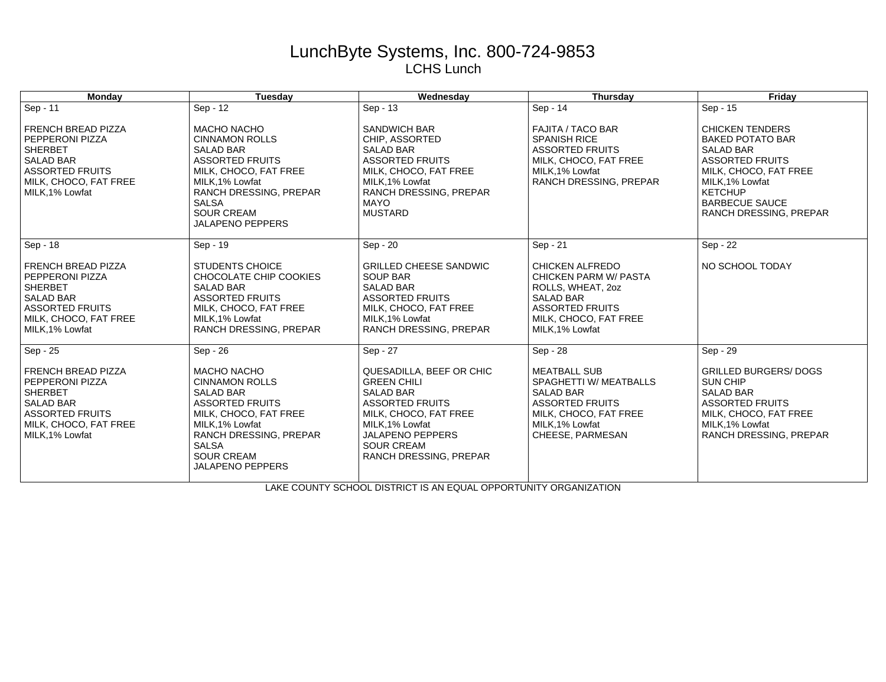# LunchByte Systems, Inc. 800-724-9853

## LCHS Lunch

| Monday | Tuesday | Wednesday | Thursday | Friday |
|---|---|---|---|---|
| Sep - 11<br><br>FRENCH BREAD PIZZA<br>PEPPERONI PIZZA<br>SHERBET<br>SALAD BAR<br>ASSORTED FRUITS<br>MILK, CHOCO, FAT FREE<br>MILK,1% Lowfat | Sep - 12<br><br>MACHO NACHO<br>CINNAMON ROLLS<br>SALAD BAR<br>ASSORTED FRUITS<br>MILK, CHOCO, FAT FREE<br>MILK,1% Lowfat<br>RANCH DRESSING, PREPAR<br>SALSA<br>SOUR CREAM<br>JALAPENO PEPPERS | Sep - 13<br><br>SANDWICH BAR<br>CHIP, ASSORTED<br>SALAD BAR<br>ASSORTED FRUITS<br>MILK, CHOCO, FAT FREE<br>MILK,1% Lowfat<br>RANCH DRESSING, PREPAR<br>MAYO<br>MUSTARD | Sep - 14<br><br>FAJITA / TACO BAR<br>SPANISH RICE<br>ASSORTED FRUITS<br>MILK, CHOCO, FAT FREE<br>MILK,1% Lowfat<br>RANCH DRESSING, PREPAR | Sep - 15<br><br>CHICKEN TENDERS<br>BAKED POTATO BAR<br>SALAD BAR<br>ASSORTED FRUITS<br>MILK, CHOCO, FAT FREE<br>MILK,1% Lowfat<br>KETCHUP<br>BARBECUE SAUCE<br>RANCH DRESSING, PREPAR |
| Sep - 18<br><br>FRENCH BREAD PIZZA<br>PEPPERONI PIZZA<br>SHERBET<br>SALAD BAR<br>ASSORTED FRUITS<br>MILK, CHOCO, FAT FREE<br>MILK,1% Lowfat | Sep - 19<br><br>STUDENTS CHOICE<br>CHOCOLATE CHIP COOKIES<br>SALAD BAR<br>ASSORTED FRUITS<br>MILK, CHOCO, FAT FREE<br>MILK,1% Lowfat<br>RANCH DRESSING, PREPAR | Sep - 20<br><br>GRILLED CHEESE SANDWIC<br>SOUP BAR<br>SALAD BAR<br>ASSORTED FRUITS<br>MILK, CHOCO, FAT FREE<br>MILK,1% Lowfat<br>RANCH DRESSING, PREPAR | Sep - 21<br><br>CHICKEN ALFREDO<br>CHICKEN PARM W/ PASTA<br>ROLLS, WHEAT, 2oz<br>SALAD BAR<br>ASSORTED FRUITS<br>MILK, CHOCO, FAT FREE<br>MILK,1% Lowfat | Sep - 22<br><br>NO SCHOOL TODAY |
| Sep - 25<br><br>FRENCH BREAD PIZZA<br>PEPPERONI PIZZA<br>SHERBET<br>SALAD BAR<br>ASSORTED FRUITS<br>MILK, CHOCO, FAT FREE<br>MILK,1% Lowfat | Sep - 26<br><br>MACHO NACHO<br>CINNAMON ROLLS<br>SALAD BAR<br>ASSORTED FRUITS<br>MILK, CHOCO, FAT FREE<br>MILK,1% Lowfat<br>RANCH DRESSING, PREPAR<br>SALSA<br>SOUR CREAM<br>JALAPENO PEPPERS | Sep - 27<br><br>QUESADILLA, BEEF OR CHIC<br>GREEN CHILI<br>SALAD BAR<br>ASSORTED FRUITS<br>MILK, CHOCO, FAT FREE<br>MILK,1% Lowfat<br>JALAPENO PEPPERS<br>SOUR CREAM<br>RANCH DRESSING, PREPAR | Sep - 28<br><br>MEATBALL SUB<br>SPAGHETTI W/ MEATBALLS<br>SALAD BAR<br>ASSORTED FRUITS<br>MILK, CHOCO, FAT FREE<br>MILK,1% Lowfat<br>CHEESE, PARMESAN | Sep - 29<br><br>GRILLED BURGERS/ DOGS<br>SUN CHIP<br>SALAD BAR<br>ASSORTED FRUITS<br>MILK, CHOCO, FAT FREE<br>MILK,1% Lowfat<br>RANCH DRESSING, PREPAR |

LAKE COUNTY SCHOOL DISTRICT IS AN EQUAL OPPORTUNITY ORGANIZATION